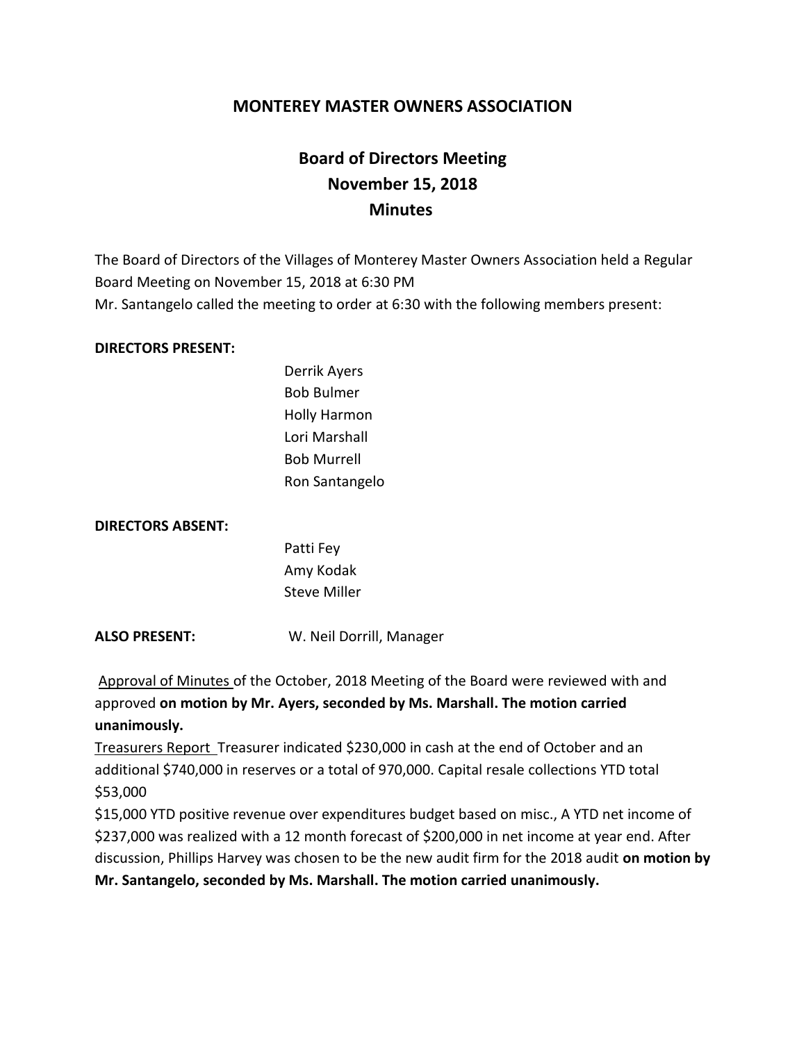# MONTEREY MASTER OWNERS ASSOCIATION

## Board of Directors Meeting
## November 15, 2018
## Minutes

The Board of Directors of the Villages of Monterey Master Owners Association held a Regular Board Meeting on November 15, 2018 at 6:30 PM
Mr. Santangelo called the meeting to order at 6:30 with the following members present:

**DIRECTORS PRESENT:**

Derrik Ayers
Bob Bulmer
Holly Harmon
Lori Marshall
Bob Murrell
Ron Santangelo

**DIRECTORS ABSENT:**

Patti Fey
Amy Kodak
Steve Miller

**ALSO PRESENT:** W. Neil Dorrill, Manager

Approval of Minutes of the October, 2018 Meeting of the Board were reviewed with and approved **on motion by Mr. Ayers, seconded by Ms. Marshall. The motion carried unanimously.**

Treasurers Report Treasurer indicated $230,000 in cash at the end of October and an additional $740,000 in reserves or a total of 970,000. Capital resale collections YTD total $53,000

$15,000 YTD positive revenue over expenditures budget based on misc., A YTD net income of $237,000 was realized with a 12 month forecast of $200,000 in net income at year end. After discussion, Phillips Harvey was chosen to be the new audit firm for the 2018 audit **on motion by Mr. Santangelo, seconded by Ms. Marshall. The motion carried unanimously.**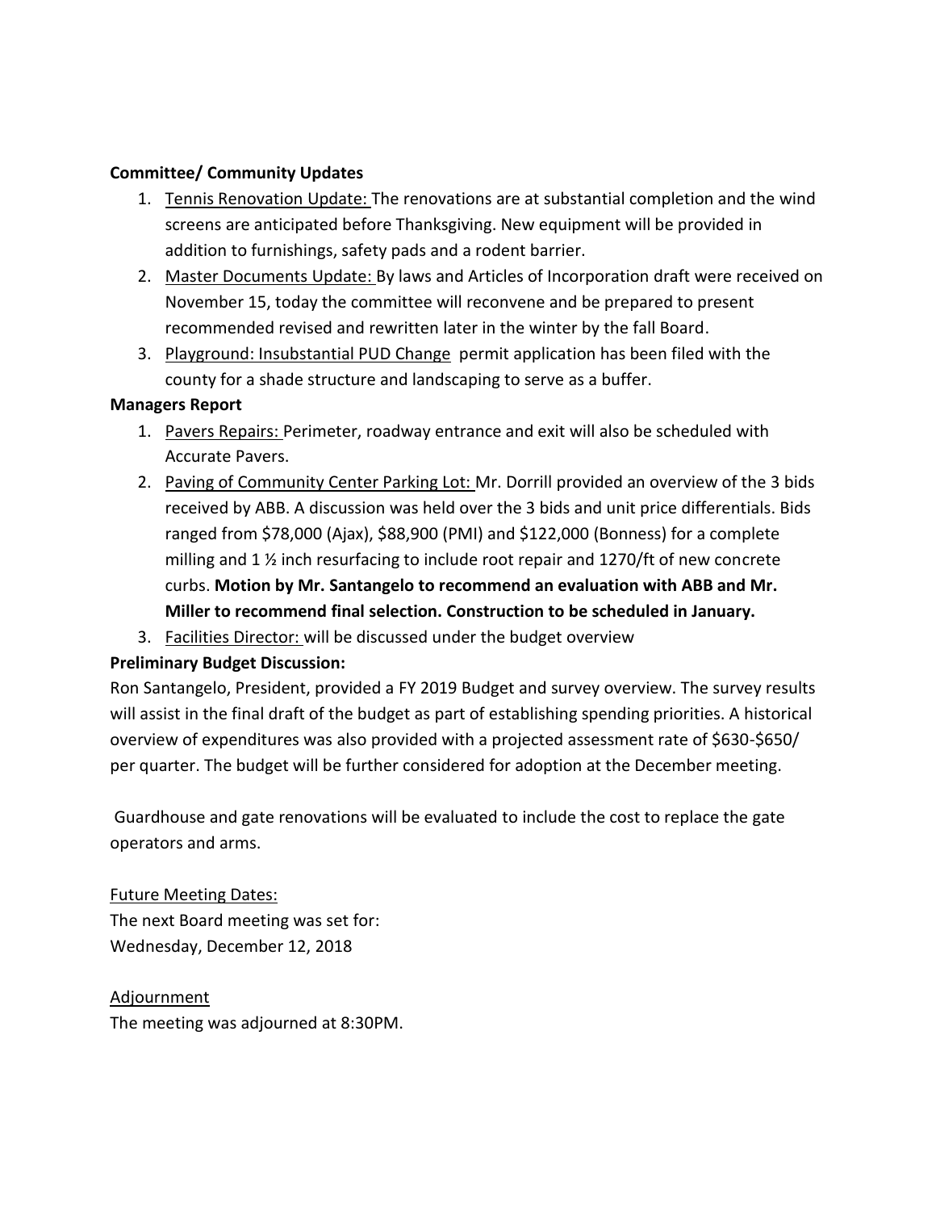**Committee/ Community Updates**

1. Tennis Renovation Update: The renovations are at substantial completion and the wind screens are anticipated before Thanksgiving. New equipment will be provided in addition to furnishings, safety pads and a rodent barrier.
2. Master Documents Update: By laws and Articles of Incorporation draft were received on November 15, today the committee will reconvene and be prepared to present recommended revised and rewritten later in the winter by the fall Board.
3. Playground: Insubstantial PUD Change permit application has been filed with the county for a shade structure and landscaping to serve as a buffer.

**Managers Report**

1. Pavers Repairs: Perimeter, roadway entrance and exit will also be scheduled with Accurate Pavers.
2. Paving of Community Center Parking Lot: Mr. Dorrill provided an overview of the 3 bids received by ABB. A discussion was held over the 3 bids and unit price differentials. Bids ranged from $78,000 (Ajax), $88,900 (PMI) and $122,000 (Bonness) for a complete milling and 1 ½ inch resurfacing to include root repair and 1270/ft of new concrete curbs. **Motion by Mr. Santangelo to recommend an evaluation with ABB and Mr. Miller to recommend final selection. Construction to be scheduled in January.**
3. Facilities Director: will be discussed under the budget overview

**Preliminary Budget Discussion:**

Ron Santangelo, President, provided a FY 2019 Budget and survey overview. The survey results will assist in the final draft of the budget as part of establishing spending priorities. A historical overview of expenditures was also provided with a projected assessment rate of $630-$650/ per quarter. The budget will be further considered for adoption at the December meeting.

Guardhouse and gate renovations will be evaluated to include the cost to replace the gate operators and arms.

Future Meeting Dates:

The next Board meeting was set for:
Wednesday, December 12, 2018

Adjournment

The meeting was adjourned at 8:30PM.